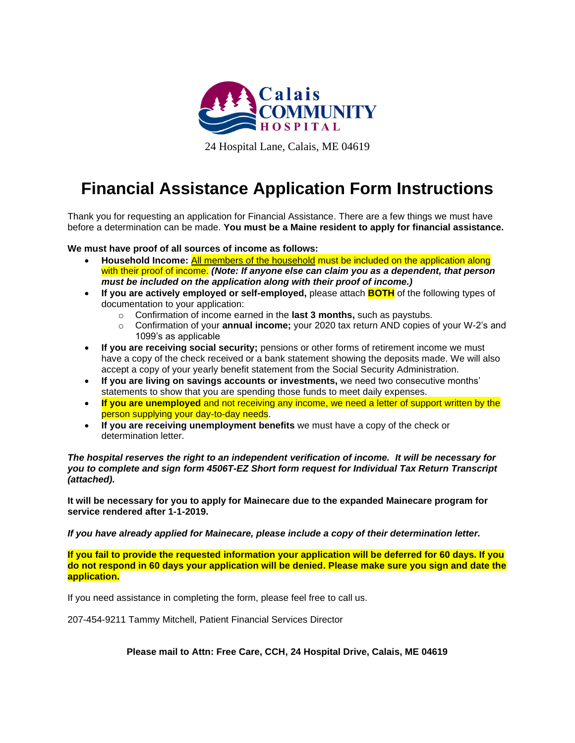Calais COMMUNITY HOSPITAL

24 Hospital Lane, Calais, ME 04619

# Financial Assistance Application Form Instructions

Thank you for requesting an application for Financial Assistance. There are a few things we must have before a determination can be made. **You must be a Maine resident to apply for financial assistance.**

**We must have proof of all sources of income as follows:**

- **Household Income:** All members of the household must be included on the application along with their proof of income. ***(Note: If anyone else can claim you as a dependent, that person must be included on the application along with their proof of income.)***
- **If you are actively employed or self-employed,** please attach **BOTH** of the following types of documentation to your application:
  - Confirmation of income earned in the **last 3 months,** such as paystubs.
  - Confirmation of your **annual income;** your 2020 tax return AND copies of your W-2's and 1099's as applicable
- **If you are receiving social security;** pensions or other forms of retirement income we must have a copy of the check received or a bank statement showing the deposits made. We will also accept a copy of your yearly benefit statement from the Social Security Administration.
- **If you are living on savings accounts or investments,** we need two consecutive months' statements to show that you are spending those funds to meet daily expenses.
- **If you are unemployed** and not receiving any income, we need a letter of support written by the person supplying your day-to-day needs.
- **If you are receiving unemployment benefits** we must have a copy of the check or determination letter.

***The hospital reserves the right to an independent verification of income. It will be necessary for you to complete and sign form 4506T-EZ Short form request for Individual Tax Return Transcript (attached).***

**It will be necessary for you to apply for Mainecare due to the expanded Mainecare program for service rendered after 1-1-2019.**

***If you have already applied for Mainecare, please include a copy of their determination letter.***

**If you fail to provide the requested information your application will be deferred for 60 days. If you do not respond in 60 days your application will be denied. Please make sure you sign and date the application.**

If you need assistance in completing the form, please feel free to call us.

207-454-9211 Tammy Mitchell, Patient Financial Services Director

**Please mail to Attn: Free Care, CCH, 24 Hospital Drive, Calais, ME 04619**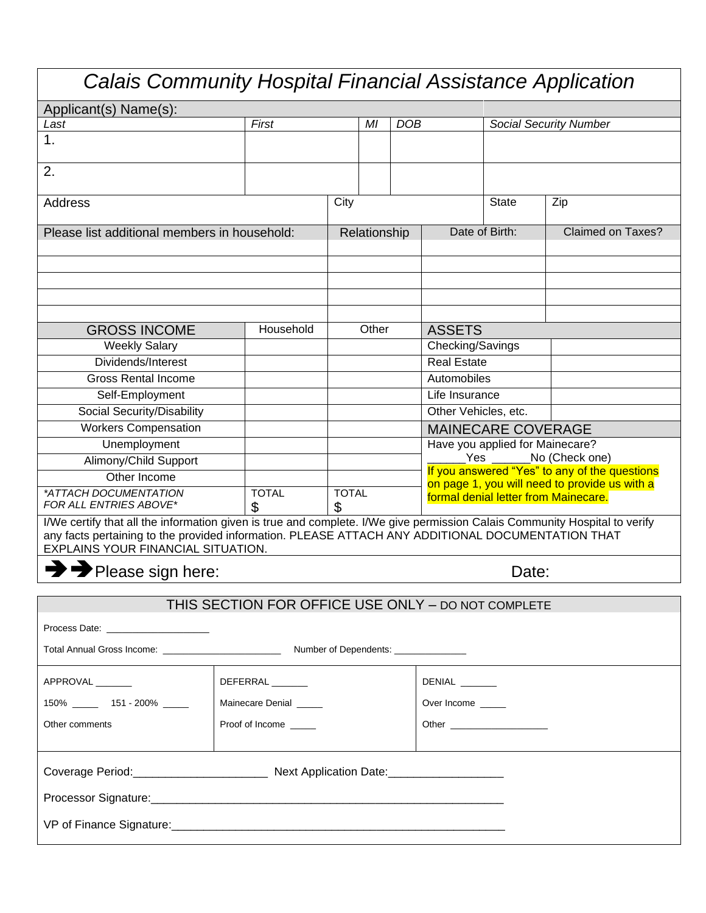# *Calais Community Hospital Financial Assistance Application*

| Applicant(s) Name(s): | | | | |
|---|---|---|---|---|
| *Last* | *First* | *MI* | *DOB* | *Social Security Number* |
| 1. | | | | |
| 2. | | | | |

| Address | City | State | Zip |
|---|---|---|---|
| | | | |

| Please list additional members in household: | Relationship | Date of Birth: | Claimed on Taxes? |
|---|---|---|---|
| | | | |
| | | | |
| | | | |
| | | | |
| | | | |

| GROSS INCOME | Household | Other |
|---|---|---|
| Weekly Salary | | |
| Dividends/Interest | | |
| Gross Rental Income | | |
| Self-Employment | | |
| Social Security/Disability | | |
| Workers Compensation | | |
| Unemployment | | |
| Alimony/Child Support | | |
| Other Income | | |
| *\*ATTACH DOCUMENTATION FOR ALL ENTRIES ABOVE\** | TOTAL $ | TOTAL $ |

| ASSETS | |
|---|---|
| Checking/Savings | |
| Real Estate | |
| Automobiles | |
| Life Insurance | |
| Other Vehicles, etc. | |

**MAINECARE COVERAGE**

Have you applied for Mainecare?
______Yes ______No (Check one)

If you answered "Yes" to any of the questions on page 1, you will need to provide us with a formal denial letter from Mainecare.

I/We certify that all the information given is true and complete. I/We give permission Calais Community Hospital to verify any facts pertaining to the provided information. PLEASE ATTACH ANY ADDITIONAL DOCUMENTATION THAT EXPLAINS YOUR FINANCIAL SITUATION.

➔➔Please sign here: Date:

---

## THIS SECTION FOR OFFICE USE ONLY – DO NOT COMPLETE

Process Date: ___________________

Total Annual Gross Income: ______________________ Number of Dependents: _____________

| APPROVAL ______ | DEFERRAL ______ | DENIAL ______ |
|---|---|---|
| 150% _____ 151 - 200% _____ | Mainecare Denial _____ | Over Income _____ |
| Other comments | Proof of Income _____ | Other __________________ |

Coverage Period:_____________________ Next Application Date:__________________

Processor Signature:_____________________________________________________

VP of Finance Signature:__________________________________________________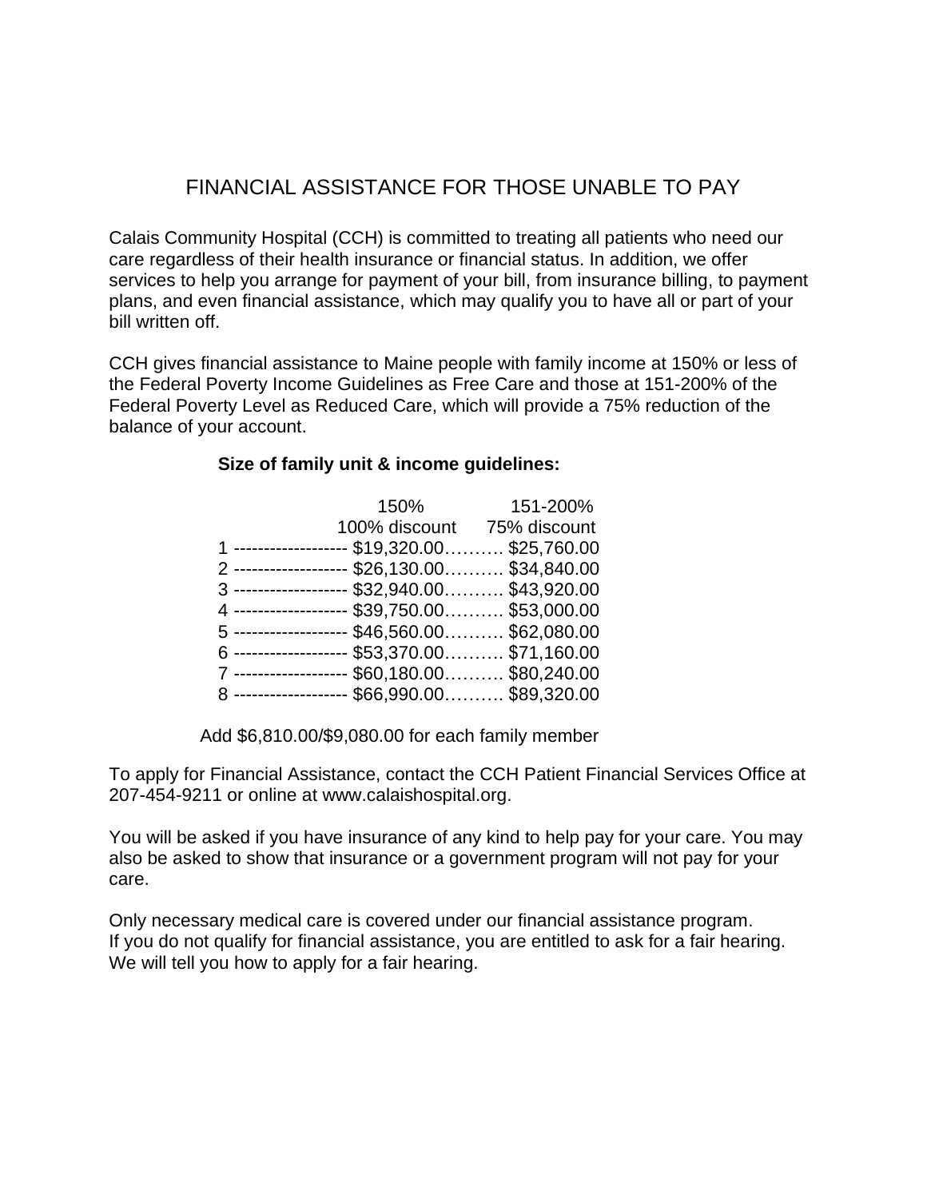# FINANCIAL ASSISTANCE FOR THOSE UNABLE TO PAY

Calais Community Hospital (CCH) is committed to treating all patients who need our care regardless of their health insurance or financial status. In addition, we offer services to help you arrange for payment of your bill, from insurance billing, to payment plans, and even financial assistance, which may qualify you to have all or part of your bill written off.

CCH gives financial assistance to Maine people with family income at 150% or less of the Federal Poverty Income Guidelines as Free Care and those at 151-200% of the Federal Poverty Level as Reduced Care, which will provide a 75% reduction of the balance of your account.

**Size of family unit & income guidelines:**

| Size of family unit | 150% 100% discount | 151-200% 75% discount |
|---|---|---|
| 1 | $19,320.00 | $25,760.00 |
| 2 | $26,130.00 | $34,840.00 |
| 3 | $32,940.00 | $43,920.00 |
| 4 | $39,750.00 | $53,000.00 |
| 5 | $46,560.00 | $62,080.00 |
| 6 | $53,370.00 | $71,160.00 |
| 7 | $60,180.00 | $80,240.00 |
| 8 | $66,990.00 | $89,320.00 |

Add $6,810.00/$9,080.00 for each family member

To apply for Financial Assistance, contact the CCH Patient Financial Services Office at 207-454-9211 or online at www.calaishospital.org.

You will be asked if you have insurance of any kind to help pay for your care. You may also be asked to show that insurance or a government program will not pay for your care.

Only necessary medical care is covered under our financial assistance program.
If you do not qualify for financial assistance, you are entitled to ask for a fair hearing. We will tell you how to apply for a fair hearing.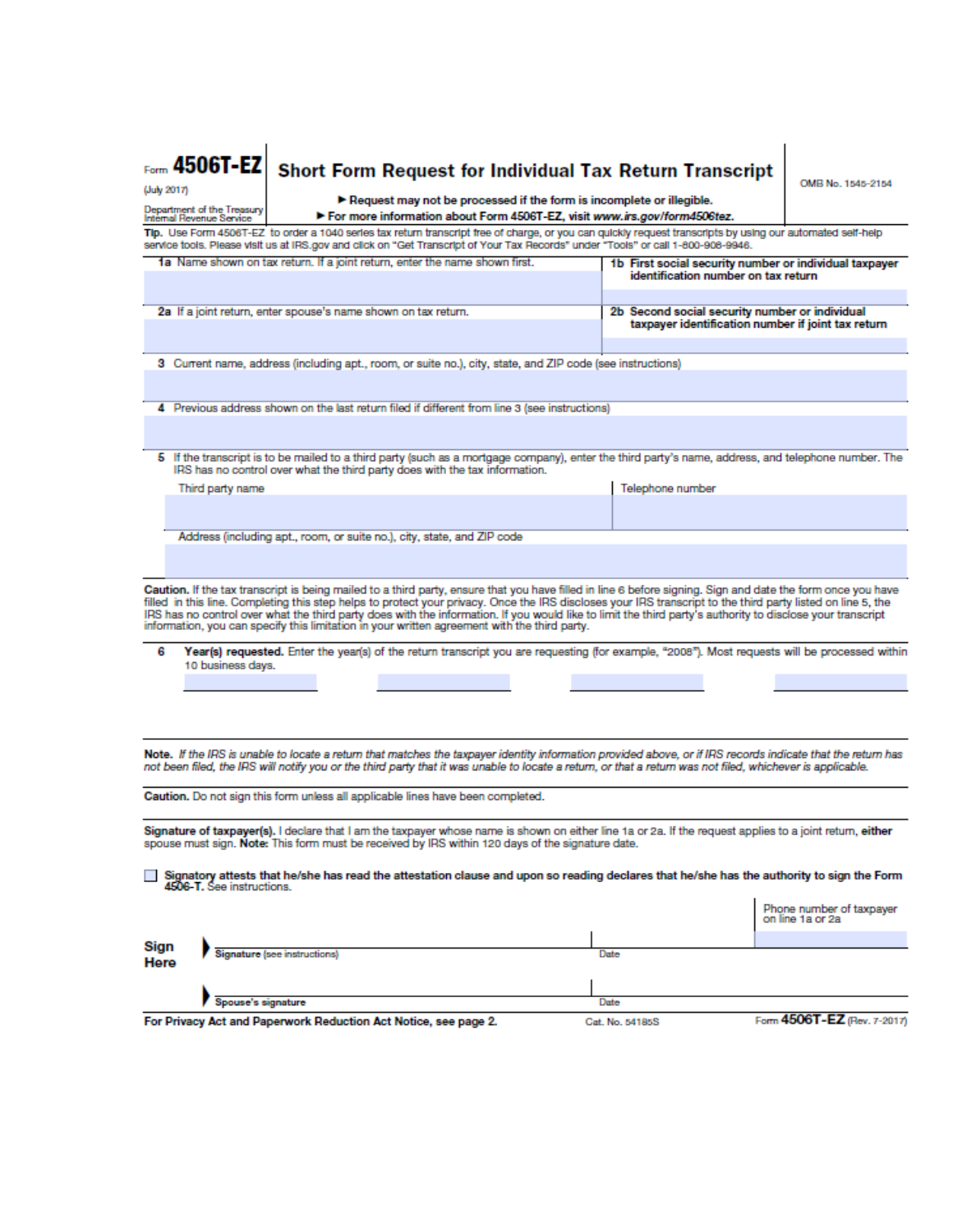Form **4506T-EZ**
(July 2017)
Department of the Treasury
Internal Revenue Service

# Short Form Request for Individual Tax Return Transcript

► **Request may not be processed if the form is incomplete or illegible.**
► **For more information about Form 4506T-EZ, visit *www.irs.gov/form4506tez*.**

OMB No. 1545-2154

**Tip.** Use Form 4506T-EZ to order a 1040 series tax return transcript free of charge, or you can quickly request transcripts by using our automated self-help service tools. Please visit us at IRS.gov and click on "Get Transcript of Your Tax Records" under "Tools" or call 1-800-908-9946.

| **1a** Name shown on tax return. If a joint return, enter the name shown first. | **1b First social security number or individual taxpayer identification number on tax return** |
|---|---|
| | |
| **2a** If a joint return, enter spouse's name shown on tax return. | **2b Second social security number or individual taxpayer identification number if joint tax return** |
| | |

**3** Current name, address (including apt., room, or suite no.), city, state, and ZIP code (see instructions)

**4** Previous address shown on the last return filed if different from line 3 (see instructions)

**5** If the transcript is to be mailed to a third party (such as a mortgage company), enter the third party's name, address, and telephone number. The IRS has no control over what the third party does with the tax information.

| Third party name | Telephone number |
|---|---|
| | |

Address (including apt., room, or suite no.), city, state, and ZIP code

**Caution.** If the tax transcript is being mailed to a third party, ensure that you have filled in line 6 before signing. Sign and date the form once you have filled in this line. Completing this step helps to protect your privacy. Once the IRS discloses your IRS transcript to the third party listed on line 5, the IRS has no control over what the third party does with the information. If you would like to limit the third party's authority to disclose your transcript information, you can specify this limitation in your written agreement with the third party.

**6** **Year(s) requested.** Enter the year(s) of the return transcript you are requesting (for example, "2008"). Most requests will be processed within 10 business days.

**Note.** *If the IRS is unable to locate a return that matches the taxpayer identity information provided above, or if IRS records indicate that the return has not been filed, the IRS will notify you or the third party that it was unable to locate a return, or that a return was not filed, whichever is applicable.*

**Caution.** Do not sign this form unless all applicable lines have been completed.

**Signature of taxpayer(s).** I declare that I am the taxpayer whose name is shown on either line 1a or 2a. If the request applies to a joint return, **either** spouse must sign. **Note:** This form must be received by IRS within 120 days of the signature date.

☐ **Signatory attests that he/she has read the attestation clause and upon so reading declares that he/she has the authority to sign the Form 4506-T.** See instructions.

**Sign Here**

| | | Phone number of taxpayer on line 1a or 2a |
|---|---|---|
| ► **Signature** (see instructions) | Date | |
| ► **Spouse's signature** | Date | |

**For Privacy Act and Paperwork Reduction Act Notice, see page 2.** Cat. No. 54185S Form **4506T-EZ** (Rev. 7-2017)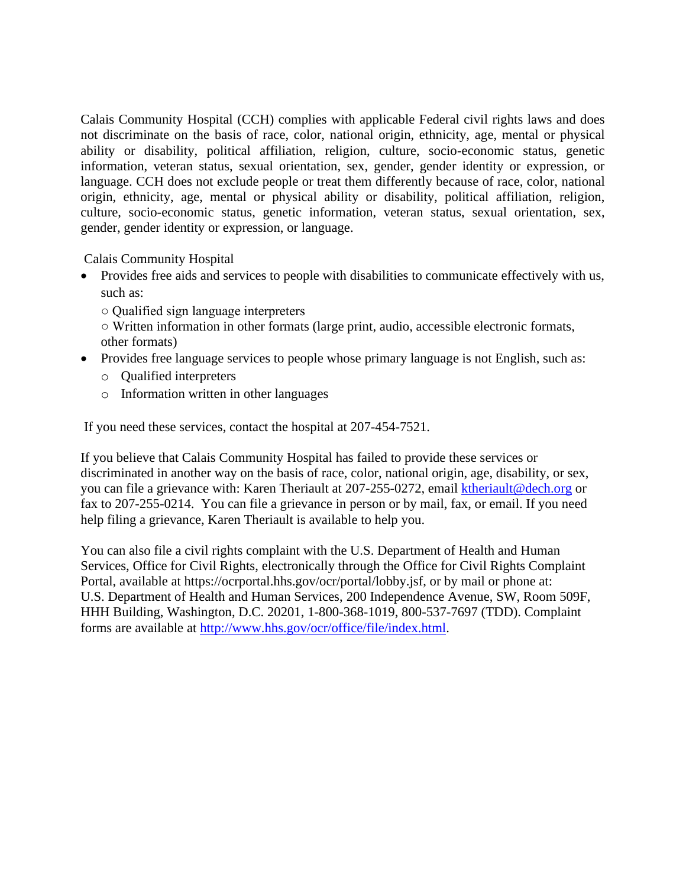Calais Community Hospital (CCH) complies with applicable Federal civil rights laws and does not discriminate on the basis of race, color, national origin, ethnicity, age, mental or physical ability or disability, political affiliation, religion, culture, socio-economic status, genetic information, veteran status, sexual orientation, sex, gender, gender identity or expression, or language. CCH does not exclude people or treat them differently because of race, color, national origin, ethnicity, age, mental or physical ability or disability, political affiliation, religion, culture, socio-economic status, genetic information, veteran status, sexual orientation, sex, gender, gender identity or expression, or language.

Calais Community Hospital

- Provides free aids and services to people with disabilities to communicate effectively with us, such as:
  - Qualified sign language interpreters
  - Written information in other formats (large print, audio, accessible electronic formats, other formats)
- Provides free language services to people whose primary language is not English, such as:
  - Qualified interpreters
  - Information written in other languages

If you need these services, contact the hospital at 207-454-7521.

If you believe that Calais Community Hospital has failed to provide these services or discriminated in another way on the basis of race, color, national origin, age, disability, or sex, you can file a grievance with: Karen Theriault at 207-255-0272, email ktheriault@dech.org or fax to 207-255-0214. You can file a grievance in person or by mail, fax, or email. If you need help filing a grievance, Karen Theriault is available to help you.

You can also file a civil rights complaint with the U.S. Department of Health and Human Services, Office for Civil Rights, electronically through the Office for Civil Rights Complaint Portal, available at https://ocrportal.hhs.gov/ocr/portal/lobby.jsf, or by mail or phone at: U.S. Department of Health and Human Services, 200 Independence Avenue, SW, Room 509F, HHH Building, Washington, D.C. 20201, 1-800-368-1019, 800-537-7697 (TDD). Complaint forms are available at http://www.hhs.gov/ocr/office/file/index.html.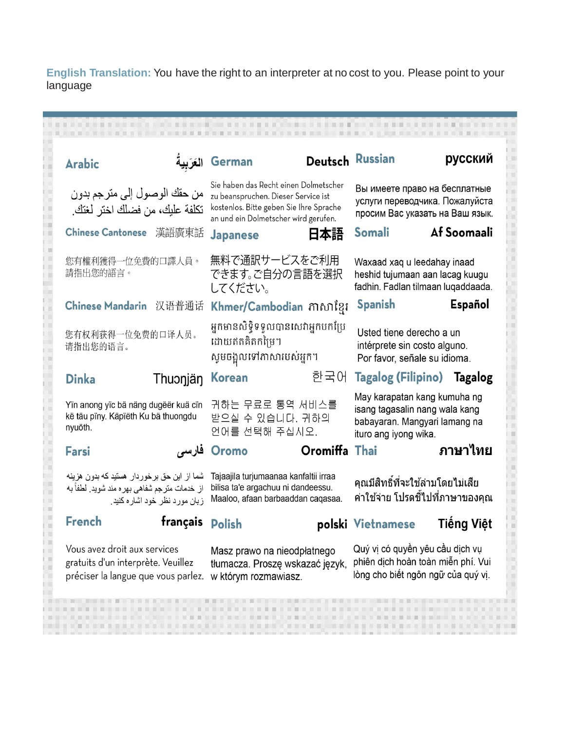**English Translation:** You have the right to an interpreter at no cost to you. Please point to your language

**Arabic** العَرَبِيَّة

من حقك الوصول إلى مترجم بدون تكلفة عليك، من فضلك اختر لغتك.

**German** Deutsch

Sie haben das Recht einen Dolmetscher zu beanspruchen. Dieser Service ist kostenlos. Bitte geben Sie Ihre Sprache an und ein Dolmetscher wird gerufen.

**Russian** русский

Вы имеете право на бесплатные услуги переводчика. Пожалуйста просим Вас указать на Ваш язык.

**Chinese Cantonese** 漢語廣東話

您有權利獲得一位免費的口譯人員。請指出您的語言。

**Japanese** 日本語

無料で通訳サービスをご利用できます。ご自分の言語を選択してください。

**Somali** Af Soomaali

Waxaad xaq u leedahay inaad heshid tujumaan aan lacag kuugu fadhin. Fadlan tilmaan luqaddaada.

**Chinese Mandarin** 汉语普通话

您有权利获得一位免费的口译人员。请指出您的语言。

**Khmer/Cambodian** ភាសាខ្មែរ

អ្នកមានសិទ្ធិទទួលបានសេវាអ្នកបកប្រែ ដោយឥតគិតកម្រៃ។ សូមចង្អុលទៅភាសារបស់អ្នក។

**Spanish** Español

Usted tiene derecho a un intérprete sin costo alguno. Por favor, señale su idioma.

**Dinka** Thuɔŋjäŋ

Yïn anong yïc bä näng dugëër kuä cïn kë täu pïny. Käpïëth Ku bä thuongdu nyuöth.

**Korean** 한국어

귀하는 무료로 통역 서비스를 받으실 수 있습니다. 귀하의 언어를 선택해 주십시오.

**Tagalog (Filipino)** Tagalog

May karapatan kang kumuha ng isang tagasalin nang wala kang babayaran. Mangyari lamang na ituro ang iyong wika.

**Farsi** فارسی

شما از این حق برخوردار هستید که بدون هزینه از خدمات مترجم شفاهی بهره مند شوید. لطفاً به زبان مورد نظر خود اشاره کنید.

**Oromo** Oromiffa

Tajaajila turjumaanaa kanfaltii irraa bilisa ta'e argachuu ni dandeessu. Maaloo, afaan barbaaddan caqasaa.

**Thai** ภาษาไทย

คุณมีสิทธิ์ที่จะใช้ล่ามโดยไม่เสียค่าใช้จ่าย โปรดชี้ไปที่ภาษาของคุณ

**French** français

Vous avez droit aux services gratuits d'un interprète. Veuillez préciser la langue que vous parlez.

**Polish** polski

Masz prawo na nieodpłatnego tłumacza. Proszę wskazać język, w którym rozmawiasz.

**Vietnamese** Tiếng Việt

Quý vị có quyền yêu cầu dịch vụ phiên dịch hoàn toàn miễn phí. Vui lòng cho biết ngôn ngữ của quý vị.